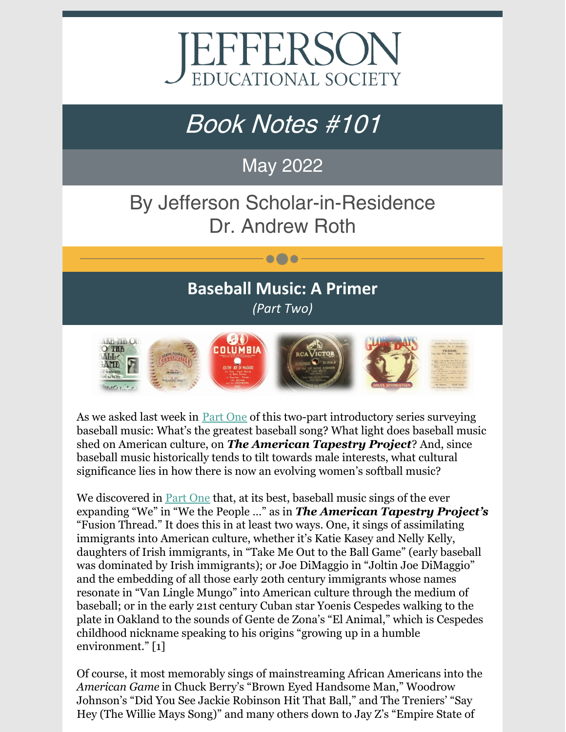# JEFFERSON
EDUCATIONAL SOCIETY

## *Book Notes #101*

May 2022

By Jefferson Scholar-in-Residence
Dr. Andrew Roth

## Baseball Music: A Primer
*(Part Two)*

As we asked last week in Part One of this two-part introductory series surveying baseball music: What's the greatest baseball song? What light does baseball music shed on American culture, on ***The American Tapestry Project***? And, since baseball music historically tends to tilt towards male interests, what cultural significance lies in how there is now an evolving women's softball music?

We discovered in Part One that, at its best, baseball music sings of the ever expanding "We" in "We the People ..." as in ***The American Tapestry Project's*** "Fusion Thread." It does this in at least two ways. One, it sings of assimilating immigrants into American culture, whether it's Katie Kasey and Nelly Kelly, daughters of Irish immigrants, in "Take Me Out to the Ball Game" (early baseball was dominated by Irish immigrants); or Joe DiMaggio in "Joltin Joe DiMaggio" and the embedding of all those early 20th century immigrants whose names resonate in "Van Lingle Mungo" into American culture through the medium of baseball; or in the early 21st century Cuban star Yoenis Cespedes walking to the plate in Oakland to the sounds of Gente de Zona's "El Animal," which is Cespedes childhood nickname speaking to his origins "growing up in a humble environment." [1]

Of course, it most memorably sings of mainstreaming African Americans into the *American Game* in Chuck Berry's "Brown Eyed Handsome Man," Woodrow Johnson's "Did You See Jackie Robinson Hit That Ball," and The Treniers' "Say Hey (The Willie Mays Song)" and many others down to Jay Z's "Empire State of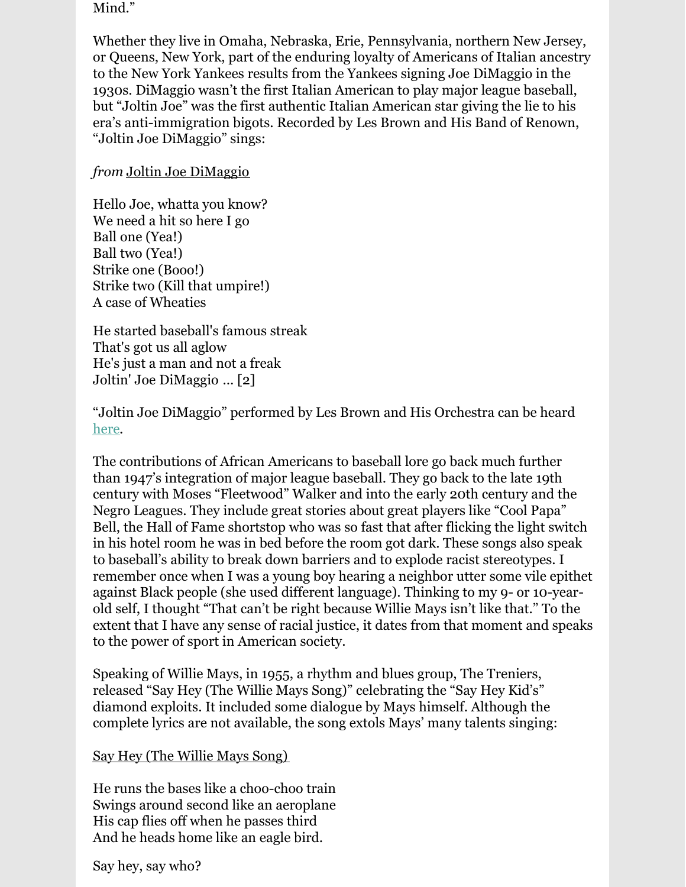Mind."

Whether they live in Omaha, Nebraska, Erie, Pennsylvania, northern New Jersey, or Queens, New York, part of the enduring loyalty of Americans of Italian ancestry to the New York Yankees results from the Yankees signing Joe DiMaggio in the 1930s. DiMaggio wasn't the first Italian American to play major league baseball, but "Joltin Joe" was the first authentic Italian American star giving the lie to his era's anti-immigration bigots. Recorded by Les Brown and His Band of Renown, "Joltin Joe DiMaggio" sings:

*from* Joltin Joe DiMaggio

Hello Joe, whatta you know?
We need a hit so here I go
Ball one (Yea!)
Ball two (Yea!)
Strike one (Booo!)
Strike two (Kill that umpire!)
A case of Wheaties

He started baseball's famous streak
That's got us all aglow
He's just a man and not a freak
Joltin' Joe DiMaggio … [2]

"Joltin Joe DiMaggio" performed by Les Brown and His Orchestra can be heard here.

The contributions of African Americans to baseball lore go back much further than 1947's integration of major league baseball. They go back to the late 19th century with Moses "Fleetwood" Walker and into the early 20th century and the Negro Leagues. They include great stories about great players like "Cool Papa" Bell, the Hall of Fame shortstop who was so fast that after flicking the light switch in his hotel room he was in bed before the room got dark. These songs also speak to baseball's ability to break down barriers and to explode racist stereotypes. I remember once when I was a young boy hearing a neighbor utter some vile epithet against Black people (she used different language). Thinking to my 9- or 10-year-old self, I thought "That can't be right because Willie Mays isn't like that." To the extent that I have any sense of racial justice, it dates from that moment and speaks to the power of sport in American society.

Speaking of Willie Mays, in 1955, a rhythm and blues group, The Treniers, released "Say Hey (The Willie Mays Song)" celebrating the "Say Hey Kid's" diamond exploits. It included some dialogue by Mays himself. Although the complete lyrics are not available, the song extols Mays' many talents singing:

Say Hey (The Willie Mays Song)

He runs the bases like a choo-choo train
Swings around second like an aeroplane
His cap flies off when he passes third
And he heads home like an eagle bird.

Say hey, say who?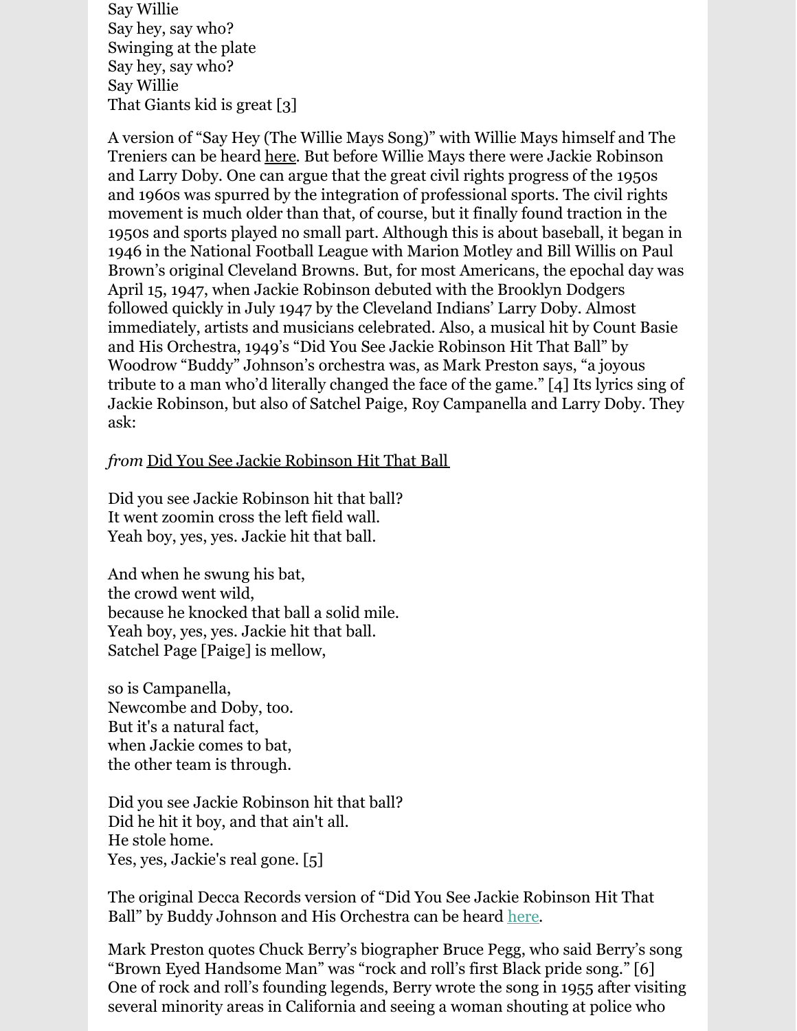Say Willie
Say hey, say who?
Swinging at the plate
Say hey, say who?
Say Willie
That Giants kid is great [3]

A version of "Say Hey (The Willie Mays Song)" with Willie Mays himself and The Treniers can be heard here. But before Willie Mays there were Jackie Robinson and Larry Doby. One can argue that the great civil rights progress of the 1950s and 1960s was spurred by the integration of professional sports. The civil rights movement is much older than that, of course, but it finally found traction in the 1950s and sports played no small part. Although this is about baseball, it began in 1946 in the National Football League with Marion Motley and Bill Willis on Paul Brown's original Cleveland Browns. But, for most Americans, the epochal day was April 15, 1947, when Jackie Robinson debuted with the Brooklyn Dodgers followed quickly in July 1947 by the Cleveland Indians' Larry Doby. Almost immediately, artists and musicians celebrated. Also, a musical hit by Count Basie and His Orchestra, 1949's "Did You See Jackie Robinson Hit That Ball" by Woodrow "Buddy" Johnson's orchestra was, as Mark Preston says, "a joyous tribute to a man who'd literally changed the face of the game." [4] Its lyrics sing of Jackie Robinson, but also of Satchel Paige, Roy Campanella and Larry Doby. They ask:

*from* Did You See Jackie Robinson Hit That Ball

Did you see Jackie Robinson hit that ball?
It went zoomin cross the left field wall.
Yeah boy, yes, yes. Jackie hit that ball.

And when he swung his bat,
the crowd went wild,
because he knocked that ball a solid mile.
Yeah boy, yes, yes. Jackie hit that ball.
Satchel Page [Paige] is mellow,

so is Campanella,
Newcombe and Doby, too.
But it's a natural fact,
when Jackie comes to bat,
the other team is through.

Did you see Jackie Robinson hit that ball?
Did he hit it boy, and that ain't all.
He stole home.
Yes, yes, Jackie's real gone. [5]

The original Decca Records version of "Did You See Jackie Robinson Hit That Ball" by Buddy Johnson and His Orchestra can be heard here.

Mark Preston quotes Chuck Berry's biographer Bruce Pegg, who said Berry's song "Brown Eyed Handsome Man" was "rock and roll's first Black pride song." [6] One of rock and roll's founding legends, Berry wrote the song in 1955 after visiting several minority areas in California and seeing a woman shouting at police who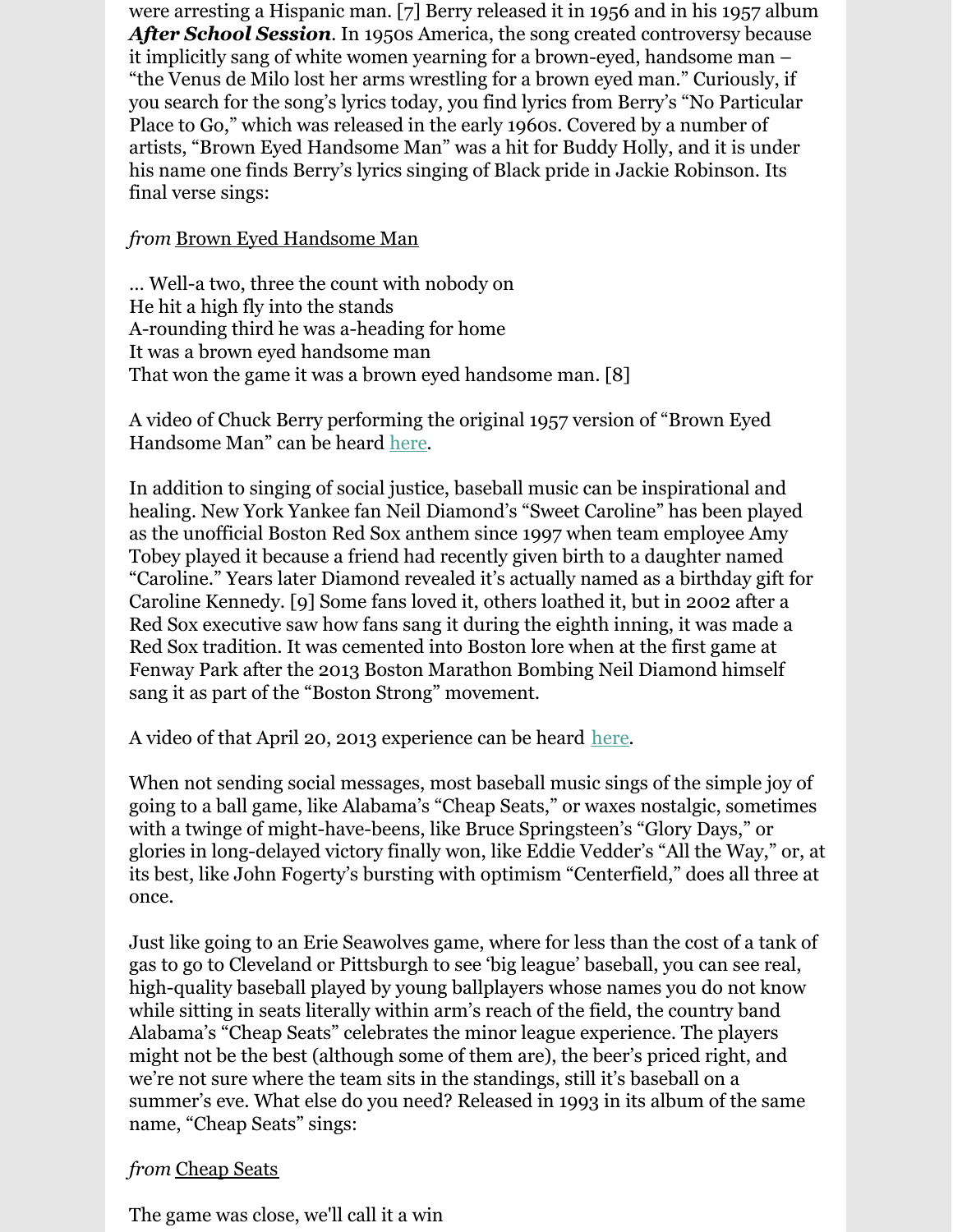were arresting a Hispanic man. [7] Berry released it in 1956 and in his 1957 album ***After School Session***. In 1950s America, the song created controversy because it implicitly sang of white women yearning for a brown-eyed, handsome man – "the Venus de Milo lost her arms wrestling for a brown eyed man." Curiously, if you search for the song's lyrics today, you find lyrics from Berry's "No Particular Place to Go," which was released in the early 1960s. Covered by a number of artists, "Brown Eyed Handsome Man" was a hit for Buddy Holly, and it is under his name one finds Berry's lyrics singing of Black pride in Jackie Robinson. Its final verse sings:

*from* Brown Eyed Handsome Man

… Well-a two, three the count with nobody on
He hit a high fly into the stands
A-rounding third he was a-heading for home
It was a brown eyed handsome man
That won the game it was a brown eyed handsome man. [8]

A video of Chuck Berry performing the original 1957 version of "Brown Eyed Handsome Man" can be heard here.

In addition to singing of social justice, baseball music can be inspirational and healing. New York Yankee fan Neil Diamond's "Sweet Caroline" has been played as the unofficial Boston Red Sox anthem since 1997 when team employee Amy Tobey played it because a friend had recently given birth to a daughter named "Caroline." Years later Diamond revealed it's actually named as a birthday gift for Caroline Kennedy. [9] Some fans loved it, others loathed it, but in 2002 after a Red Sox executive saw how fans sang it during the eighth inning, it was made a Red Sox tradition. It was cemented into Boston lore when at the first game at Fenway Park after the 2013 Boston Marathon Bombing Neil Diamond himself sang it as part of the "Boston Strong" movement.

A video of that April 20, 2013 experience can be heard here.

When not sending social messages, most baseball music sings of the simple joy of going to a ball game, like Alabama's "Cheap Seats," or waxes nostalgic, sometimes with a twinge of might-have-beens, like Bruce Springsteen's "Glory Days," or glories in long-delayed victory finally won, like Eddie Vedder's "All the Way," or, at its best, like John Fogerty's bursting with optimism "Centerfield," does all three at once.

Just like going to an Erie Seawolves game, where for less than the cost of a tank of gas to go to Cleveland or Pittsburgh to see 'big league' baseball, you can see real, high-quality baseball played by young ballplayers whose names you do not know while sitting in seats literally within arm's reach of the field, the country band Alabama's "Cheap Seats" celebrates the minor league experience. The players might not be the best (although some of them are), the beer's priced right, and we're not sure where the team sits in the standings, still it's baseball on a summer's eve. What else do you need? Released in 1993 in its album of the same name, "Cheap Seats" sings:

*from* Cheap Seats

The game was close, we'll call it a win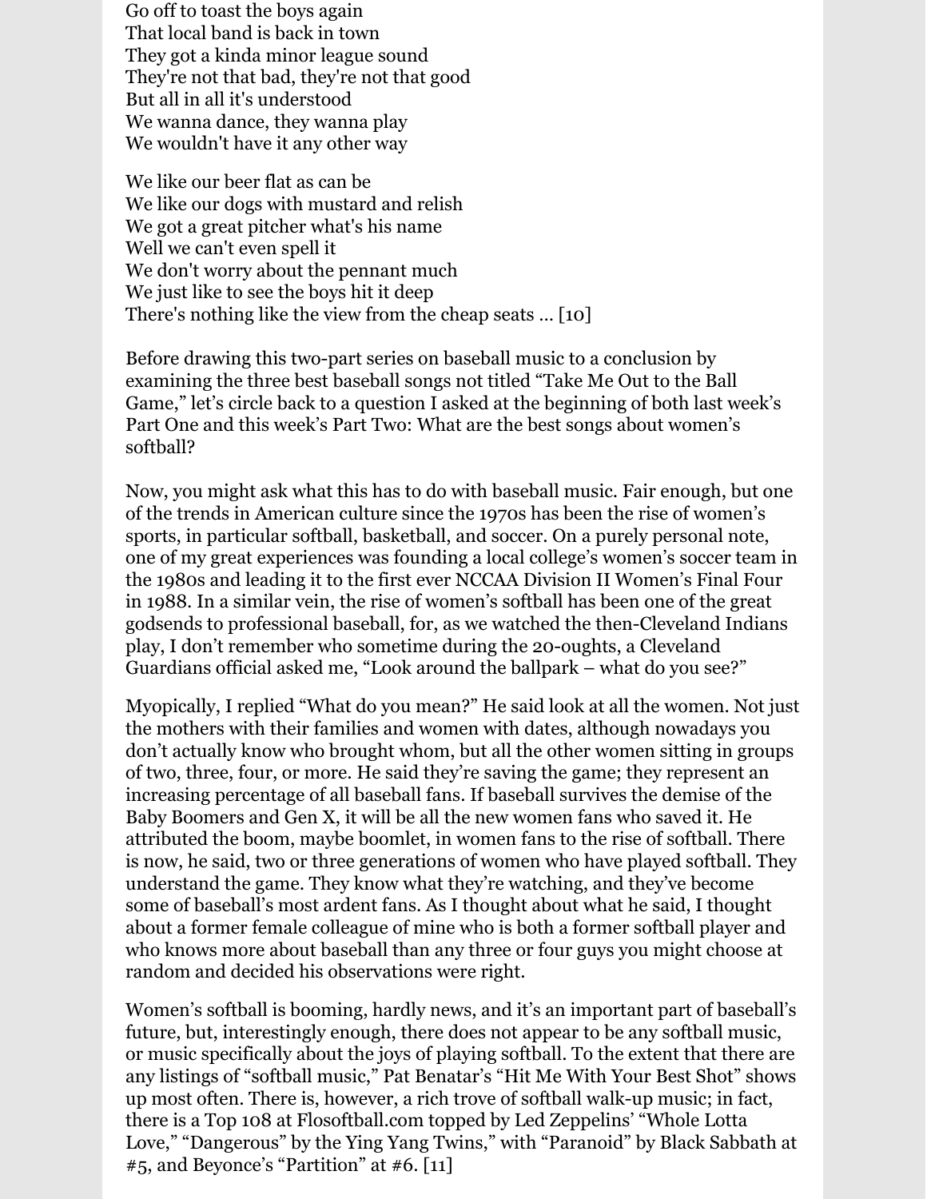Go off to toast the boys again
That local band is back in town
They got a kinda minor league sound
They're not that bad, they're not that good
But all in all it's understood
We wanna dance, they wanna play
We wouldn't have it any other way

We like our beer flat as can be
We like our dogs with mustard and relish
We got a great pitcher what's his name
Well we can't even spell it
We don't worry about the pennant much
We just like to see the boys hit it deep
There's nothing like the view from the cheap seats … [10]

Before drawing this two-part series on baseball music to a conclusion by examining the three best baseball songs not titled "Take Me Out to the Ball Game," let's circle back to a question I asked at the beginning of both last week's Part One and this week's Part Two: What are the best songs about women's softball?

Now, you might ask what this has to do with baseball music. Fair enough, but one of the trends in American culture since the 1970s has been the rise of women's sports, in particular softball, basketball, and soccer. On a purely personal note, one of my great experiences was founding a local college's women's soccer team in the 1980s and leading it to the first ever NCCAA Division II Women's Final Four in 1988. In a similar vein, the rise of women's softball has been one of the great godsends to professional baseball, for, as we watched the then-Cleveland Indians play, I don't remember who sometime during the 20-oughts, a Cleveland Guardians official asked me, "Look around the ballpark – what do you see?"

Myopically, I replied "What do you mean?" He said look at all the women. Not just the mothers with their families and women with dates, although nowadays you don't actually know who brought whom, but all the other women sitting in groups of two, three, four, or more. He said they're saving the game; they represent an increasing percentage of all baseball fans. If baseball survives the demise of the Baby Boomers and Gen X, it will be all the new women fans who saved it. He attributed the boom, maybe boomlet, in women fans to the rise of softball. There is now, he said, two or three generations of women who have played softball. They understand the game. They know what they're watching, and they've become some of baseball's most ardent fans. As I thought about what he said, I thought about a former female colleague of mine who is both a former softball player and who knows more about baseball than any three or four guys you might choose at random and decided his observations were right.

Women's softball is booming, hardly news, and it's an important part of baseball's future, but, interestingly enough, there does not appear to be any softball music, or music specifically about the joys of playing softball. To the extent that there are any listings of "softball music," Pat Benatar's "Hit Me With Your Best Shot" shows up most often. There is, however, a rich trove of softball walk-up music; in fact, there is a Top 108 at Flosoftball.com topped by Led Zeppelins' "Whole Lotta Love," "Dangerous" by the Ying Yang Twins," with "Paranoid" by Black Sabbath at #5, and Beyonce's "Partition" at #6. [11]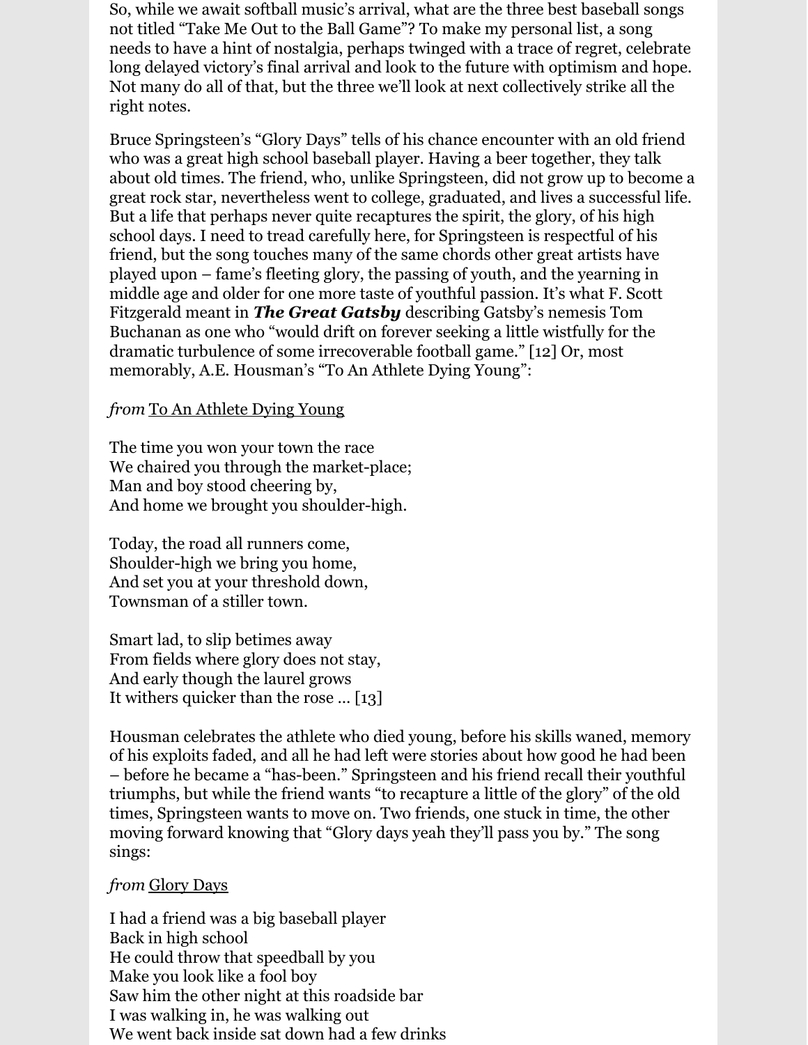So, while we await softball music's arrival, what are the three best baseball songs not titled "Take Me Out to the Ball Game"? To make my personal list, a song needs to have a hint of nostalgia, perhaps twinged with a trace of regret, celebrate long delayed victory's final arrival and look to the future with optimism and hope. Not many do all of that, but the three we'll look at next collectively strike all the right notes.

Bruce Springsteen's "Glory Days" tells of his chance encounter with an old friend who was a great high school baseball player. Having a beer together, they talk about old times. The friend, who, unlike Springsteen, did not grow up to become a great rock star, nevertheless went to college, graduated, and lives a successful life. But a life that perhaps never quite recaptures the spirit, the glory, of his high school days. I need to tread carefully here, for Springsteen is respectful of his friend, but the song touches many of the same chords other great artists have played upon – fame's fleeting glory, the passing of youth, and the yearning in middle age and older for one more taste of youthful passion. It's what F. Scott Fitzgerald meant in ***The Great Gatsby*** describing Gatsby's nemesis Tom Buchanan as one who "would drift on forever seeking a little wistfully for the dramatic turbulence of some irrecoverable football game." [12] Or, most memorably, A.E. Housman's "To An Athlete Dying Young":

*from* To An Athlete Dying Young

The time you won your town the race
We chaired you through the market-place;
Man and boy stood cheering by,
And home we brought you shoulder-high.

Today, the road all runners come,
Shoulder-high we bring you home,
And set you at your threshold down,
Townsman of a stiller town.

Smart lad, to slip betimes away
From fields where glory does not stay,
And early though the laurel grows
It withers quicker than the rose … [13]

Housman celebrates the athlete who died young, before his skills waned, memory of his exploits faded, and all he had left were stories about how good he had been – before he became a "has-been." Springsteen and his friend recall their youthful triumphs, but while the friend wants "to recapture a little of the glory" of the old times, Springsteen wants to move on. Two friends, one stuck in time, the other moving forward knowing that "Glory days yeah they'll pass you by." The song sings:

*from* Glory Days

I had a friend was a big baseball player
Back in high school
He could throw that speedball by you
Make you look like a fool boy
Saw him the other night at this roadside bar
I was walking in, he was walking out
We went back inside sat down had a few drinks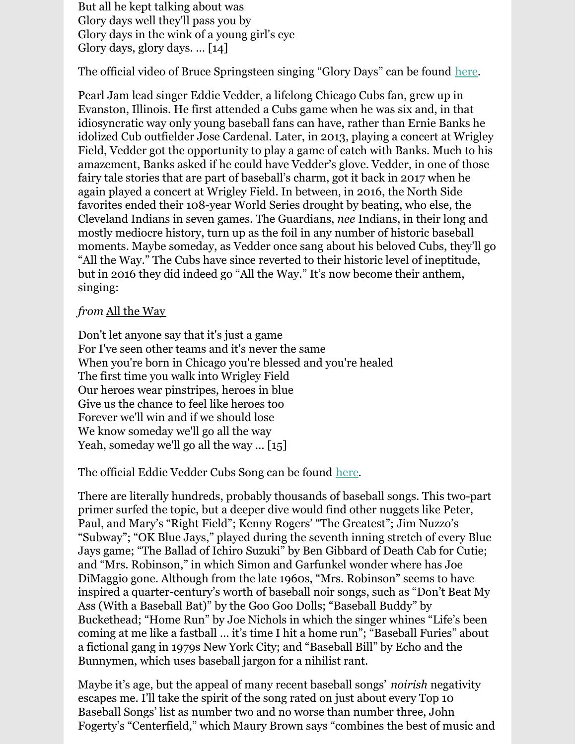But all he kept talking about was
Glory days well they'll pass you by
Glory days in the wink of a young girl's eye
Glory days, glory days. ... [14]

The official video of Bruce Springsteen singing “Glory Days” can be found here.

Pearl Jam lead singer Eddie Vedder, a lifelong Chicago Cubs fan, grew up in Evanston, Illinois. He first attended a Cubs game when he was six and, in that idiosyncratic way only young baseball fans can have, rather than Ernie Banks he idolized Cub outfielder Jose Cardenal. Later, in 2013, playing a concert at Wrigley Field, Vedder got the opportunity to play a game of catch with Banks. Much to his amazement, Banks asked if he could have Vedder’s glove. Vedder, in one of those fairy tale stories that are part of baseball’s charm, got it back in 2017 when he again played a concert at Wrigley Field. In between, in 2016, the North Side favorites ended their 108-year World Series drought by beating, who else, the Cleveland Indians in seven games. The Guardians, *nee* Indians, in their long and mostly mediocre history, turn up as the foil in any number of historic baseball moments. Maybe someday, as Vedder once sang about his beloved Cubs, they’ll go “All the Way.” The Cubs have since reverted to their historic level of ineptitude, but in 2016 they did indeed go “All the Way.” It’s now become their anthem, singing:

*from* All the Way

Don't let anyone say that it's just a game
For I've seen other teams and it's never the same
When you're born in Chicago you're blessed and you're healed
The first time you walk into Wrigley Field
Our heroes wear pinstripes, heroes in blue
Give us the chance to feel like heroes too
Forever we'll win and if we should lose
We know someday we'll go all the way
Yeah, someday we'll go all the way ... [15]

The official Eddie Vedder Cubs Song can be found here.

There are literally hundreds, probably thousands of baseball songs. This two-part primer surfed the topic, but a deeper dive would find other nuggets like Peter, Paul, and Mary’s “Right Field”; Kenny Rogers’ “The Greatest”; Jim Nuzzo’s “Subway”; “OK Blue Jays,” played during the seventh inning stretch of every Blue Jays game; “The Ballad of Ichiro Suzuki” by Ben Gibbard of Death Cab for Cutie; and “Mrs. Robinson,” in which Simon and Garfunkel wonder where has Joe DiMaggio gone. Although from the late 1960s, “Mrs. Robinson” seems to have inspired a quarter-century’s worth of baseball noir songs, such as “Don’t Beat My Ass (With a Baseball Bat)” by the Goo Goo Dolls; “Baseball Buddy” by Buckethead; “Home Run” by Joe Nichols in which the singer whines “Life’s been coming at me like a fastball ... it’s time I hit a home run”; “Baseball Furies” about a fictional gang in 1979s New York City; and “Baseball Bill” by Echo and the Bunnymen, which uses baseball jargon for a nihilist rant.

Maybe it’s age, but the appeal of many recent baseball songs’ *noirish* negativity escapes me. I’ll take the spirit of the song rated on just about every Top 10 Baseball Songs’ list as number two and no worse than number three, John Fogerty’s “Centerfield,” which Maury Brown says “combines the best of music and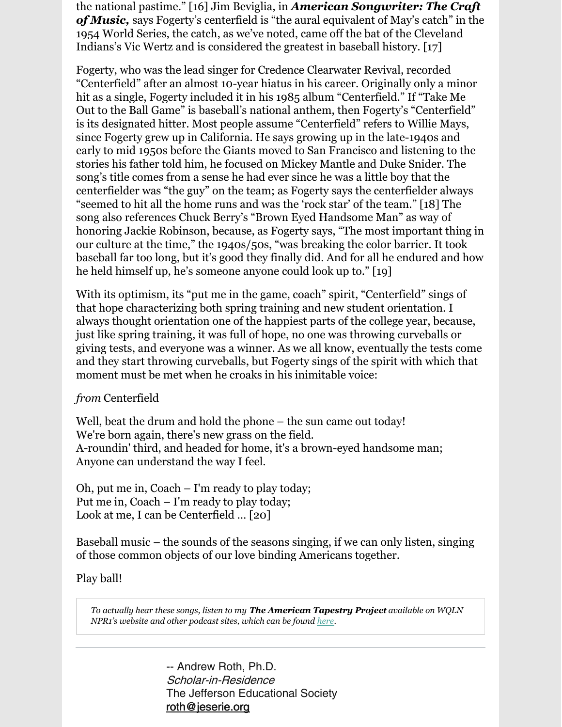the national pastime." [16] Jim Beviglia, in ***American Songwriter: The Craft of Music,*** says Fogerty's centerfield is "the aural equivalent of May's catch" in the 1954 World Series, the catch, as we've noted, came off the bat of the Cleveland Indians's Vic Wertz and is considered the greatest in baseball history. [17]

Fogerty, who was the lead singer for Credence Clearwater Revival, recorded "Centerfield" after an almost 10-year hiatus in his career. Originally only a minor hit as a single, Fogerty included it in his 1985 album "Centerfield." If "Take Me Out to the Ball Game" is baseball's national anthem, then Fogerty's "Centerfield" is its designated hitter. Most people assume "Centerfield" refers to Willie Mays, since Fogerty grew up in California. He says growing up in the late-1940s and early to mid 1950s before the Giants moved to San Francisco and listening to the stories his father told him, he focused on Mickey Mantle and Duke Snider. The song's title comes from a sense he had ever since he was a little boy that the centerfielder was "the guy" on the team; as Fogerty says the centerfielder always "seemed to hit all the home runs and was the 'rock star' of the team." [18] The song also references Chuck Berry's "Brown Eyed Handsome Man" as way of honoring Jackie Robinson, because, as Fogerty says, "The most important thing in our culture at the time," the 1940s/50s, "was breaking the color barrier. It took baseball far too long, but it's good they finally did. And for all he endured and how he held himself up, he's someone anyone could look up to." [19]

With its optimism, its "put me in the game, coach" spirit, "Centerfield" sings of that hope characterizing both spring training and new student orientation. I always thought orientation one of the happiest parts of the college year, because, just like spring training, it was full of hope, no one was throwing curveballs or giving tests, and everyone was a winner. As we all know, eventually the tests come and they start throwing curveballs, but Fogerty sings of the spirit with which that moment must be met when he croaks in his inimitable voice:

*from* Centerfield

Well, beat the drum and hold the phone – the sun came out today!  
We're born again, there's new grass on the field.  
A-roundin' third, and headed for home, it's a brown-eyed handsome man;  
Anyone can understand the way I feel.

Oh, put me in, Coach – I'm ready to play today;  
Put me in, Coach – I'm ready to play today;  
Look at me, I can be Centerfield ... [20]

Baseball music – the sounds of the seasons singing, if we can only listen, singing of those common objects of our love binding Americans together.

Play ball!

*To actually hear these songs, listen to my* ***The American Tapestry Project*** *available on WQLN NPR1's website and other podcast sites, which can be found here.*

---

-- Andrew Roth, Ph.D.  
*Scholar-in-Residence*  
The Jefferson Educational Society  
roth@jeserie.org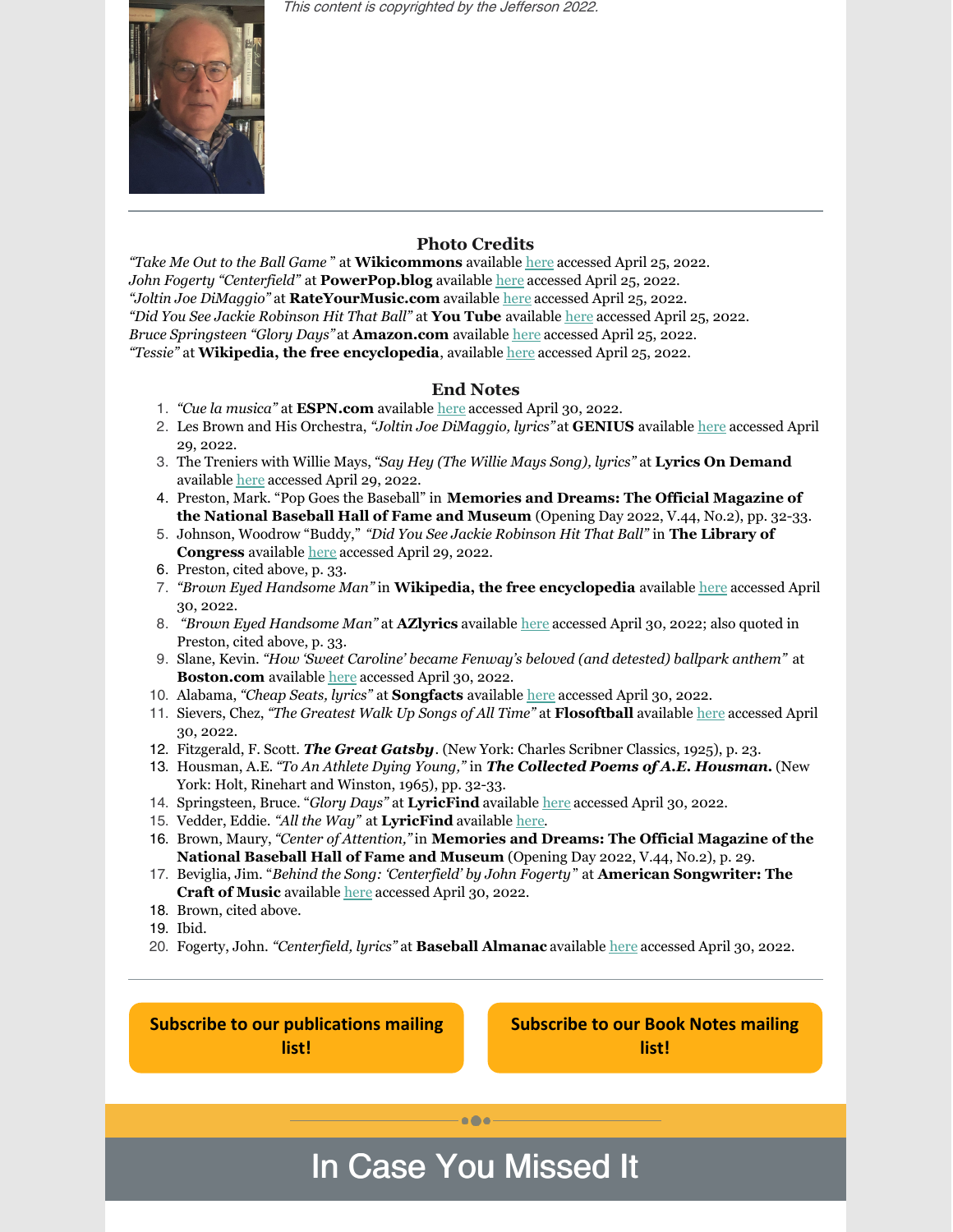*This content is copyrighted by the Jefferson 2022.*

---

## Photo Credits

*"Take Me Out to the Ball Game"* at **Wikicommons** available here accessed April 25, 2022.
*John Fogerty "Centerfield"* at **PowerPop.blog** available here accessed April 25, 2022.
*"Joltin Joe DiMaggio"* at **RateYourMusic.com** available here accessed April 25, 2022.
*"Did You See Jackie Robinson Hit That Ball"* at **You Tube** available here accessed April 25, 2022.
*Bruce Springsteen "Glory Days"* at **Amazon.com** available here accessed April 25, 2022.
*"Tessie"* at **Wikipedia, the free encyclopedia**, available here accessed April 25, 2022.

## End Notes

1. *"Cue la musica"* at **ESPN.com** available here accessed April 30, 2022.
2. Les Brown and His Orchestra, *"Joltin Joe DiMaggio, lyrics"* at **GENIUS** available here accessed April 29, 2022.
3. The Treniers with Willie Mays, *"Say Hey (The Willie Mays Song), lyrics"* at **Lyrics On Demand** available here accessed April 29, 2022.
4. Preston, Mark. "Pop Goes the Baseball" in **Memories and Dreams: The Official Magazine of the National Baseball Hall of Fame and Museum** (Opening Day 2022, V.44, No.2), pp. 32-33.
5. Johnson, Woodrow "Buddy," *"Did You See Jackie Robinson Hit That Ball"* in **The Library of Congress** available here accessed April 29, 2022.
6. Preston, cited above, p. 33.
7. *"Brown Eyed Handsome Man"* in **Wikipedia, the free encyclopedia** available here accessed April 30, 2022.
8. *"Brown Eyed Handsome Man"* at **AZlyrics** available here accessed April 30, 2022; also quoted in Preston, cited above, p. 33.
9. Slane, Kevin. *"How 'Sweet Caroline' became Fenway's beloved (and detested) ballpark anthem"* at **Boston.com** available here accessed April 30, 2022.
10. Alabama, *"Cheap Seats, lyrics"* at **Songfacts** available here accessed April 30, 2022.
11. Sievers, Chez, *"The Greatest Walk Up Songs of All Time"* at **Flosoftball** available here accessed April 30, 2022.
12. Fitzgerald, F. Scott. ***The Great Gatsby***. (New York: Charles Scribner Classics, 1925), p. 23.
13. Housman, A.E. *"To An Athlete Dying Young,"* in ***The Collected Poems of A.E. Housman.*** (New York: Holt, Rinehart and Winston, 1965), pp. 32-33.
14. Springsteen, Bruce. "*Glory Days*" at **LyricFind** available here accessed April 30, 2022.
15. Vedder, Eddie. *"All the Way"* at **LyricFind** available here.
16. Brown, Maury, *"Center of Attention,"* in **Memories and Dreams: The Official Magazine of the National Baseball Hall of Fame and Museum** (Opening Day 2022, V.44, No.2), p. 29.
17. Beviglia, Jim. "*Behind the Song: 'Centerfield' by John Fogerty*" at **American Songwriter: The Craft of Music** available here accessed April 30, 2022.
18. Brown, cited above.
19. Ibid.
20. Fogerty, John. *"Centerfield, lyrics"* at **Baseball Almanac** available here accessed April 30, 2022.

---

**Subscribe to our publications mailing list!**

**Subscribe to our Book Notes mailing list!**

# In Case You Missed It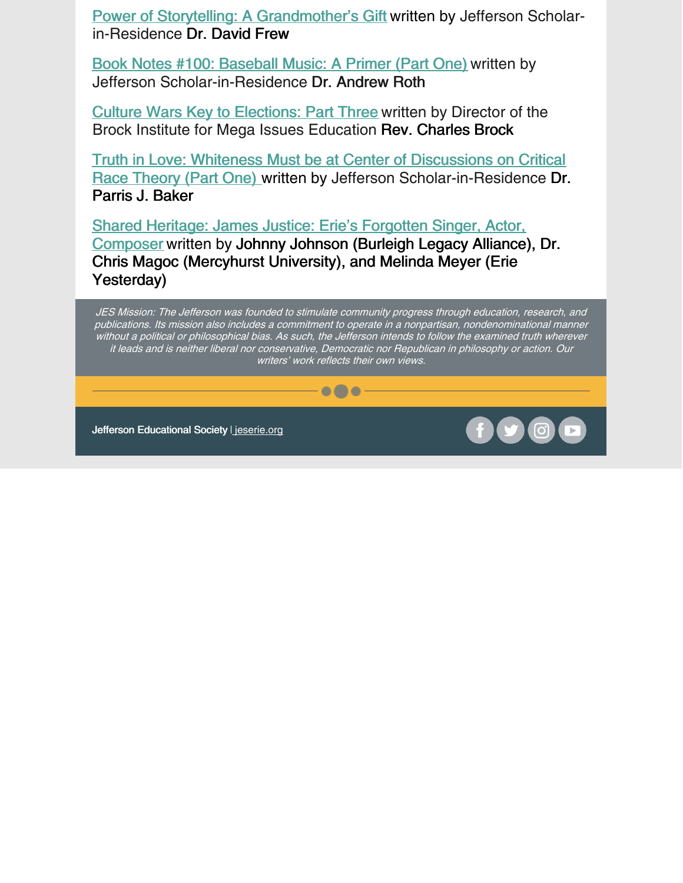Power of Storytelling: A Grandmother's Gift written by Jefferson Scholar-in-Residence **Dr. David Frew**

Book Notes #100: Baseball Music: A Primer (Part One) written by Jefferson Scholar-in-Residence **Dr. Andrew Roth**

Culture Wars Key to Elections: Part Three written by Director of the Brock Institute for Mega Issues Education **Rev. Charles Brock**

Truth in Love: Whiteness Must be at Center of Discussions on Critical Race Theory (Part One) written by Jefferson Scholar-in-Residence **Dr. Parris J. Baker**

Shared Heritage: James Justice: Erie's Forgotten Singer, Actor, Composer written by **Johnny Johnson (Burleigh Legacy Alliance), Dr. Chris Magoc (Mercyhurst University), and Melinda Meyer (Erie Yesterday)**

*JES Mission: The Jefferson was founded to stimulate community progress through education, research, and publications. Its mission also includes a commitment to operate in a nonpartisan, nondenominational manner without a political or philosophical bias. As such, the Jefferson intends to follow the examined truth wherever it leads and is neither liberal nor conservative, Democratic nor Republican in philosophy or action. Our writers' work reflects their own views.*

Jefferson Educational Society | jeserie.org